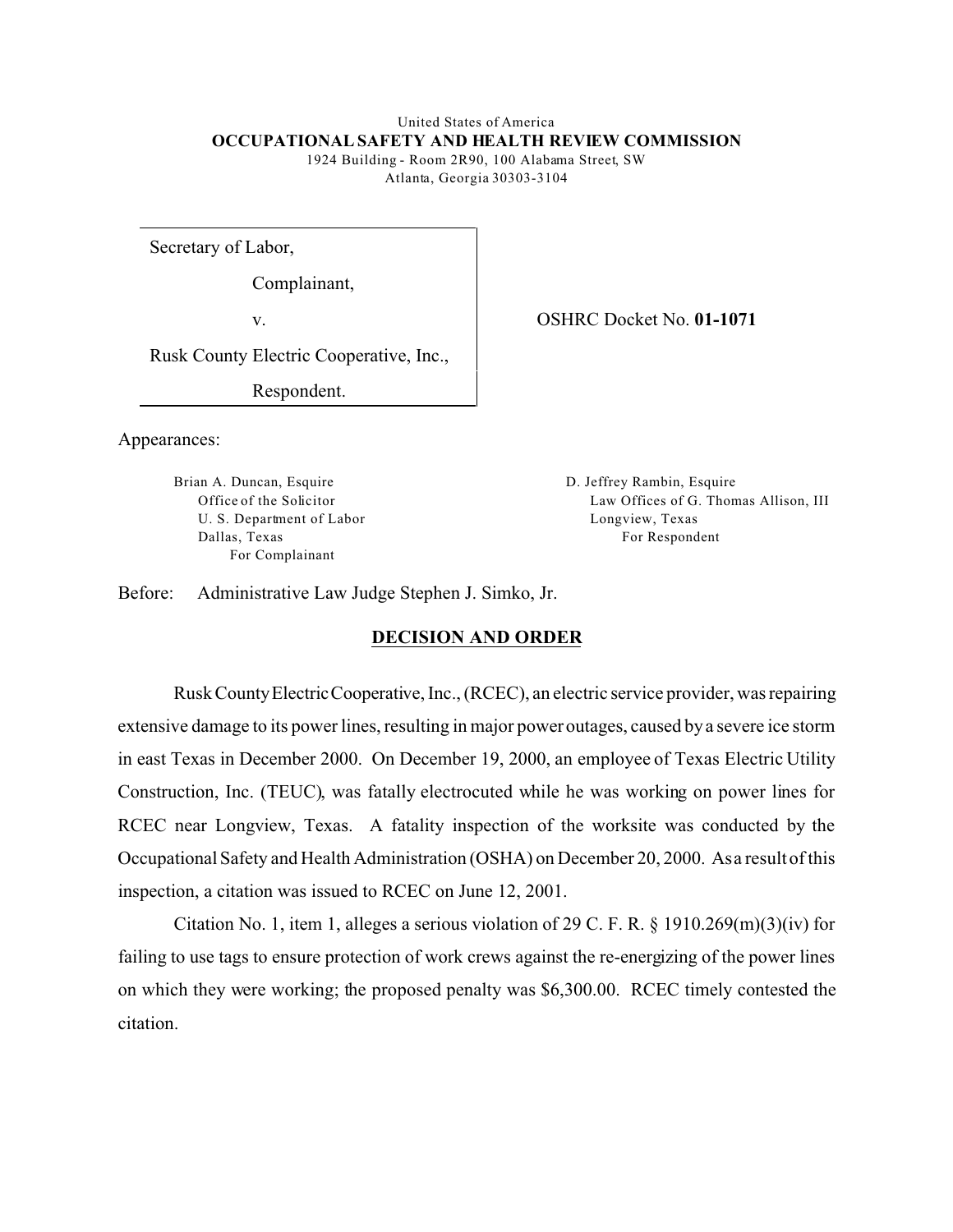United States of America
**OCCUPATIONAL SAFETY AND HEALTH REVIEW COMMISSION**
1924 Building - Room 2R90, 100 Alabama Street, SW
Atlanta, Georgia 30303-3104

Secretary of Labor,

Complainant,

v.

Rusk County Electric Cooperative, Inc.,

Respondent.

OSHRC Docket No. **01-1071**

Appearances:

Brian A. Duncan, Esquire
Office of the Solicitor
U. S. Department of Labor
Dallas, Texas
For Complainant

D. Jeffrey Rambin, Esquire
Law Offices of G. Thomas Allison, III
Longview, Texas
For Respondent

Before: Administrative Law Judge Stephen J. Simko, Jr.

## DECISION AND ORDER

Rusk County Electric Cooperative, Inc., (RCEC), an electric service provider, was repairing extensive damage to its power lines, resulting in major power outages, caused by a severe ice storm in east Texas in December 2000. On December 19, 2000, an employee of Texas Electric Utility Construction, Inc. (TEUC), was fatally electrocuted while he was working on power lines for RCEC near Longview, Texas. A fatality inspection of the worksite was conducted by the Occupational Safety and Health Administration (OSHA) on December 20, 2000. As a result of this inspection, a citation was issued to RCEC on June 12, 2001.

Citation No. 1, item 1, alleges a serious violation of 29 C. F. R. § 1910.269(m)(3)(iv) for failing to use tags to ensure protection of work crews against the re-energizing of the power lines on which they were working; the proposed penalty was $6,300.00. RCEC timely contested the citation.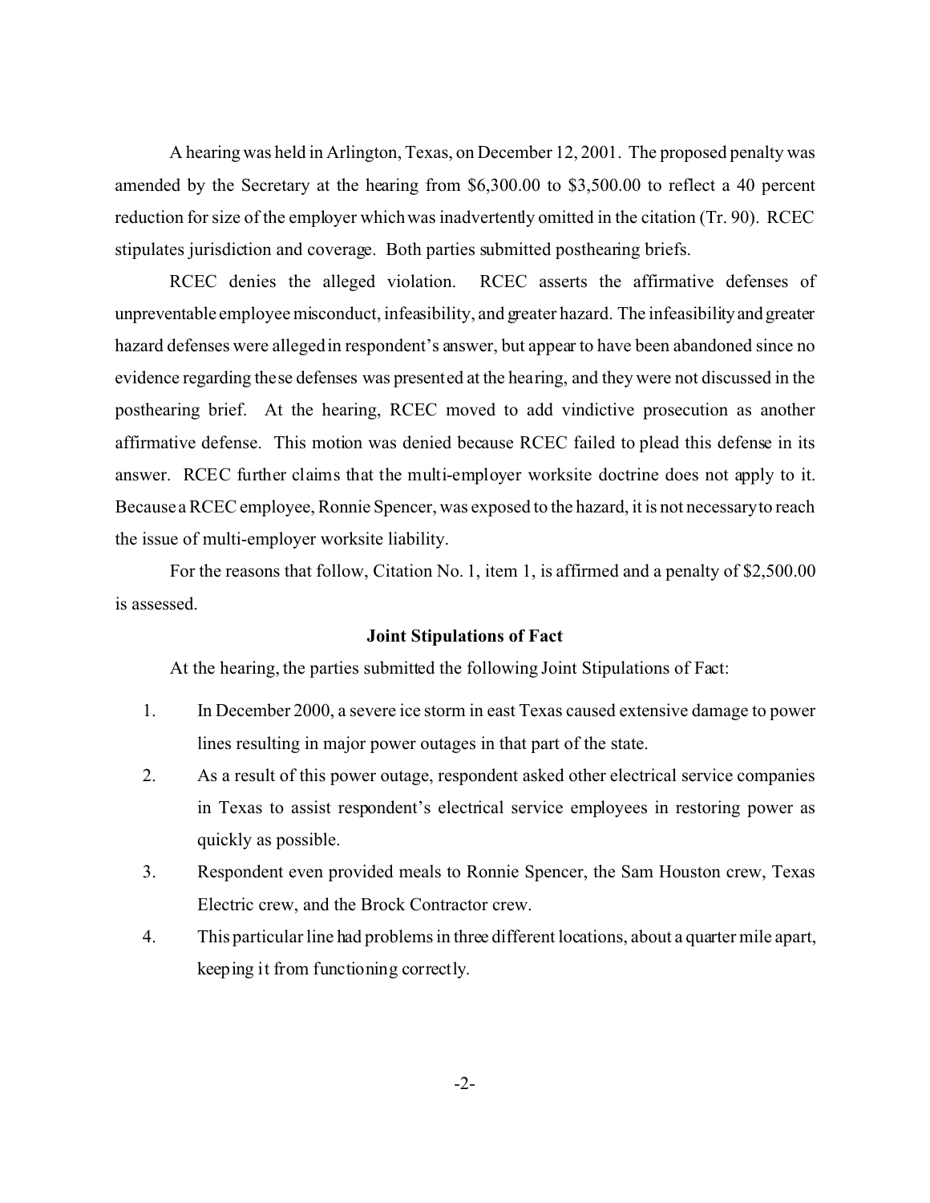A hearing was held in Arlington, Texas, on December 12, 2001. The proposed penalty was amended by the Secretary at the hearing from $6,300.00 to $3,500.00 to reflect a 40 percent reduction for size of the employer which was inadvertently omitted in the citation (Tr. 90). RCEC stipulates jurisdiction and coverage. Both parties submitted posthearing briefs.

RCEC denies the alleged violation. RCEC asserts the affirmative defenses of unpreventable employee misconduct, infeasibility, and greater hazard. The infeasibility and greater hazard defenses were alleged in respondent's answer, but appear to have been abandoned since no evidence regarding these defenses was presented at the hearing, and they were not discussed in the posthearing brief. At the hearing, RCEC moved to add vindictive prosecution as another affirmative defense. This motion was denied because RCEC failed to plead this defense in its answer. RCEC further claims that the multi-employer worksite doctrine does not apply to it. Because a RCEC employee, Ronnie Spencer, was exposed to the hazard, it is not necessary to reach the issue of multi-employer worksite liability.

For the reasons that follow, Citation No. 1, item 1, is affirmed and a penalty of $2,500.00 is assessed.

### Joint Stipulations of Fact

At the hearing, the parties submitted the following Joint Stipulations of Fact:

1. In December 2000, a severe ice storm in east Texas caused extensive damage to power lines resulting in major power outages in that part of the state.
2. As a result of this power outage, respondent asked other electrical service companies in Texas to assist respondent's electrical service employees in restoring power as quickly as possible.
3. Respondent even provided meals to Ronnie Spencer, the Sam Houston crew, Texas Electric crew, and the Brock Contractor crew.
4. This particular line had problems in three different locations, about a quarter mile apart, keeping it from functioning correctly.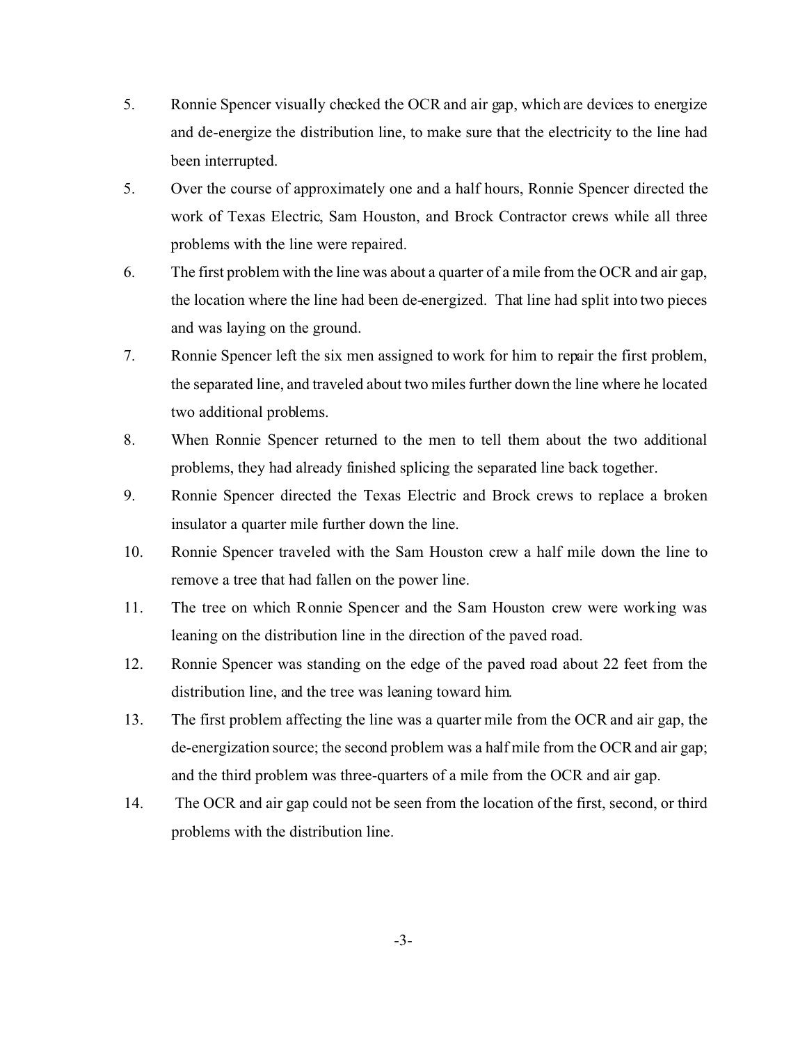5. Ronnie Spencer visually checked the OCR and air gap, which are devices to energize and de-energize the distribution line, to make sure that the electricity to the line had been interrupted.

5. Over the course of approximately one and a half hours, Ronnie Spencer directed the work of Texas Electric, Sam Houston, and Brock Contractor crews while all three problems with the line were repaired.

6. The first problem with the line was about a quarter of a mile from the OCR and air gap, the location where the line had been de-energized. That line had split into two pieces and was laying on the ground.

7. Ronnie Spencer left the six men assigned to work for him to repair the first problem, the separated line, and traveled about two miles further down the line where he located two additional problems.

8. When Ronnie Spencer returned to the men to tell them about the two additional problems, they had already finished splicing the separated line back together.

9. Ronnie Spencer directed the Texas Electric and Brock crews to replace a broken insulator a quarter mile further down the line.

10. Ronnie Spencer traveled with the Sam Houston crew a half mile down the line to remove a tree that had fallen on the power line.

11. The tree on which Ronnie Spencer and the Sam Houston crew were working was leaning on the distribution line in the direction of the paved road.

12. Ronnie Spencer was standing on the edge of the paved road about 22 feet from the distribution line, and the tree was leaning toward him.

13. The first problem affecting the line was a quarter mile from the OCR and air gap, the de-energization source; the second problem was a half mile from the OCR and air gap; and the third problem was three-quarters of a mile from the OCR and air gap.

14. The OCR and air gap could not be seen from the location of the first, second, or third problems with the distribution line.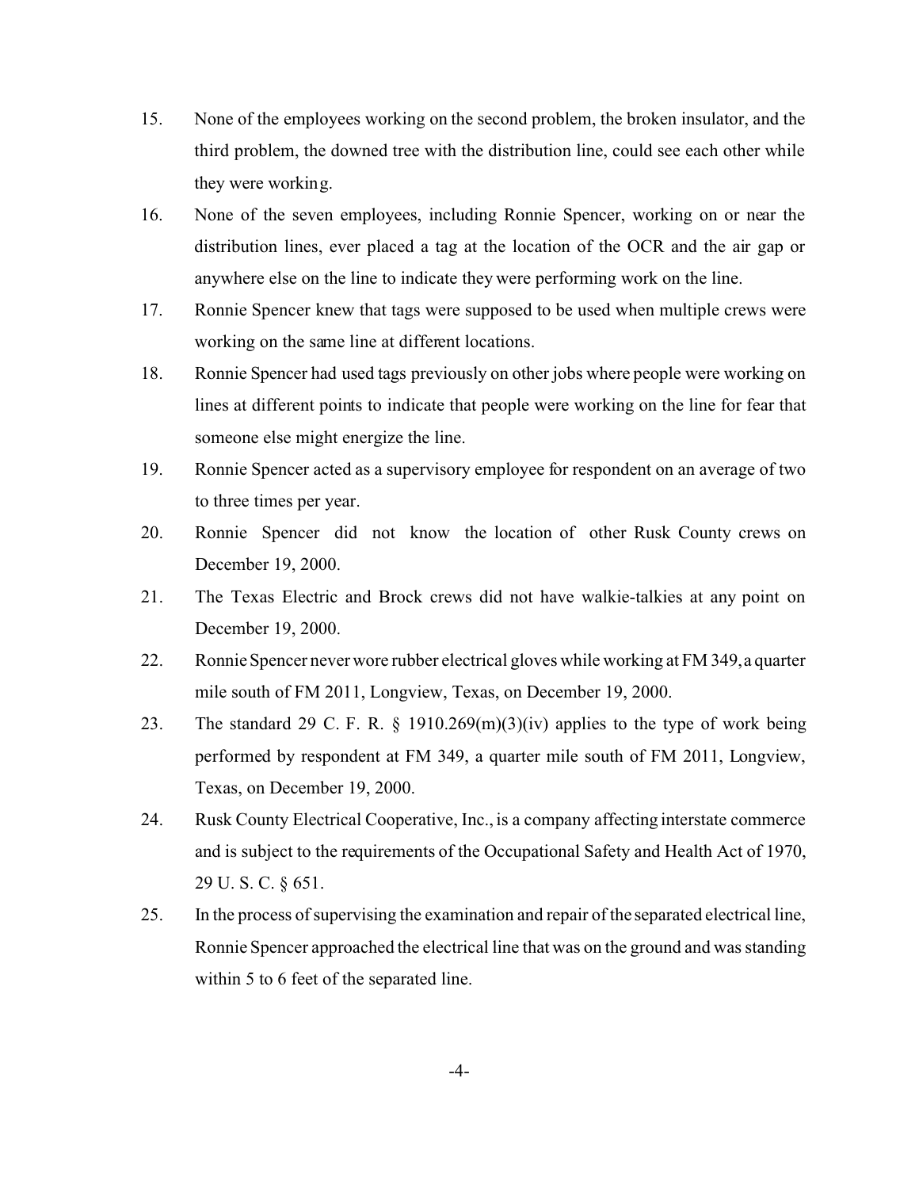15. None of the employees working on the second problem, the broken insulator, and the third problem, the downed tree with the distribution line, could see each other while they were working.

16. None of the seven employees, including Ronnie Spencer, working on or near the distribution lines, ever placed a tag at the location of the OCR and the air gap or anywhere else on the line to indicate they were performing work on the line.

17. Ronnie Spencer knew that tags were supposed to be used when multiple crews were working on the same line at different locations.

18. Ronnie Spencer had used tags previously on other jobs where people were working on lines at different points to indicate that people were working on the line for fear that someone else might energize the line.

19. Ronnie Spencer acted as a supervisory employee for respondent on an average of two to three times per year.

20. Ronnie Spencer did not know the location of other Rusk County crews on December 19, 2000.

21. The Texas Electric and Brock crews did not have walkie-talkies at any point on December 19, 2000.

22. Ronnie Spencer never wore rubber electrical gloves while working at FM 349, a quarter mile south of FM 2011, Longview, Texas, on December 19, 2000.

23. The standard 29 C. F. R. § 1910.269(m)(3)(iv) applies to the type of work being performed by respondent at FM 349, a quarter mile south of FM 2011, Longview, Texas, on December 19, 2000.

24. Rusk County Electrical Cooperative, Inc., is a company affecting interstate commerce and is subject to the requirements of the Occupational Safety and Health Act of 1970, 29 U. S. C. § 651.

25. In the process of supervising the examination and repair of the separated electrical line, Ronnie Spencer approached the electrical line that was on the ground and was standing within 5 to 6 feet of the separated line.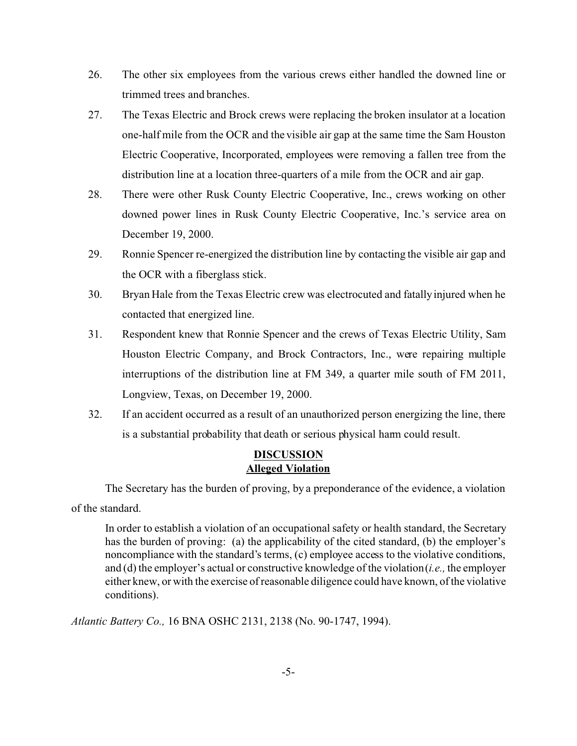26. The other six employees from the various crews either handled the downed line or trimmed trees and branches.

27. The Texas Electric and Brock crews were replacing the broken insulator at a location one-half mile from the OCR and the visible air gap at the same time the Sam Houston Electric Cooperative, Incorporated, employees were removing a fallen tree from the distribution line at a location three-quarters of a mile from the OCR and air gap.

28. There were other Rusk County Electric Cooperative, Inc., crews working on other downed power lines in Rusk County Electric Cooperative, Inc.'s service area on December 19, 2000.

29. Ronnie Spencer re-energized the distribution line by contacting the visible air gap and the OCR with a fiberglass stick.

30. Bryan Hale from the Texas Electric crew was electrocuted and fatally injured when he contacted that energized line.

31. Respondent knew that Ronnie Spencer and the crews of Texas Electric Utility, Sam Houston Electric Company, and Brock Contractors, Inc., were repairing multiple interruptions of the distribution line at FM 349, a quarter mile south of FM 2011, Longview, Texas, on December 19, 2000.

32. If an accident occurred as a result of an unauthorized person energizing the line, there is a substantial probability that death or serious physical harm could result.

## DISCUSSION

### Alleged Violation

The Secretary has the burden of proving, by a preponderance of the evidence, a violation of the standard.

> In order to establish a violation of an occupational safety or health standard, the Secretary has the burden of proving: (a) the applicability of the cited standard, (b) the employer's noncompliance with the standard's terms, (c) employee access to the violative conditions, and (d) the employer's actual or constructive knowledge of the violation (*i.e.,* the employer either knew, or with the exercise of reasonable diligence could have known, of the violative conditions).

*Atlantic Battery Co.,* 16 BNA OSHC 2131, 2138 (No. 90-1747, 1994).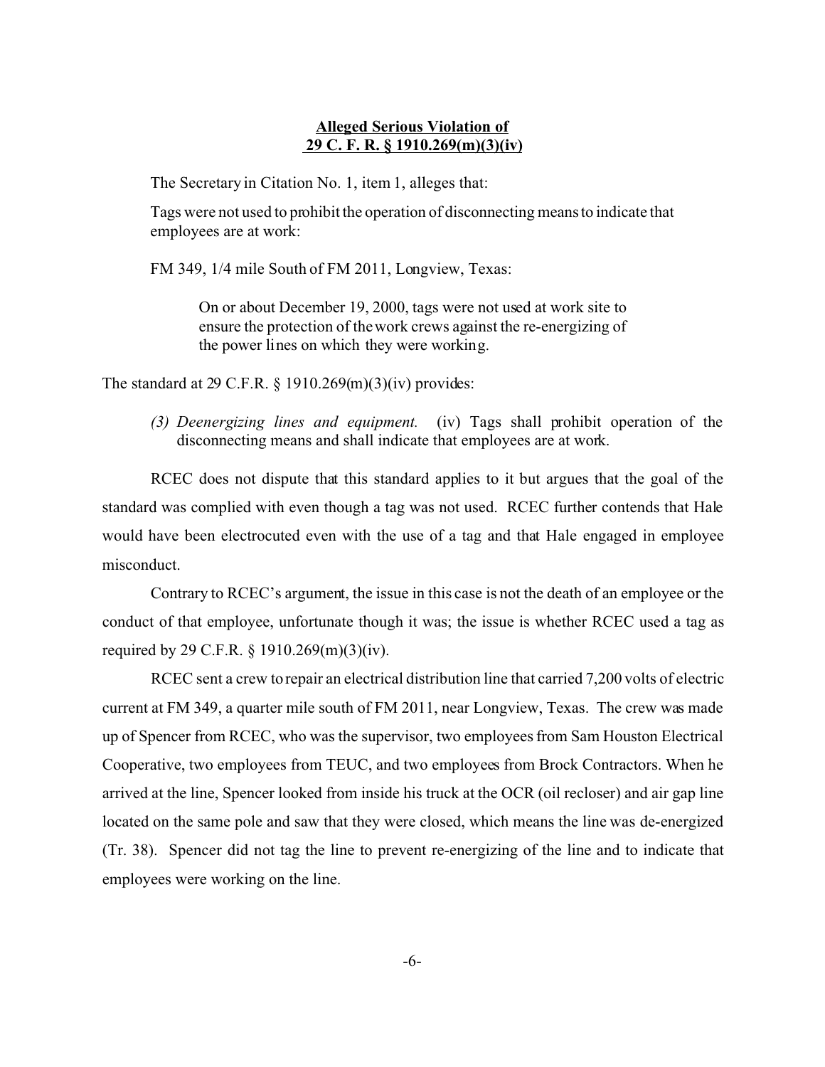**Alleged Serious Violation of**
**29 C. F. R. § 1910.269(m)(3)(iv)**

The Secretary in Citation No. 1, item 1, alleges that:

> Tags were not used to prohibit the operation of disconnecting means to indicate that employees are at work:
>
> FM 349, 1/4 mile South of FM 2011, Longview, Texas:
>
> > On or about December 19, 2000, tags were not used at work site to ensure the protection of the work crews against the re-energizing of the power lines on which they were working.

The standard at 29 C.F.R. § 1910.269(m)(3)(iv) provides:

> *(3) Deenergizing lines and equipment.* (iv) Tags shall prohibit operation of the disconnecting means and shall indicate that employees are at work.

RCEC does not dispute that this standard applies to it but argues that the goal of the standard was complied with even though a tag was not used. RCEC further contends that Hale would have been electrocuted even with the use of a tag and that Hale engaged in employee misconduct.

Contrary to RCEC's argument, the issue in this case is not the death of an employee or the conduct of that employee, unfortunate though it was; the issue is whether RCEC used a tag as required by 29 C.F.R. § 1910.269(m)(3)(iv).

RCEC sent a crew to repair an electrical distribution line that carried 7,200 volts of electric current at FM 349, a quarter mile south of FM 2011, near Longview, Texas. The crew was made up of Spencer from RCEC, who was the supervisor, two employees from Sam Houston Electrical Cooperative, two employees from TEUC, and two employees from Brock Contractors. When he arrived at the line, Spencer looked from inside his truck at the OCR (oil recloser) and air gap line located on the same pole and saw that they were closed, which means the line was de-energized (Tr. 38). Spencer did not tag the line to prevent re-energizing of the line and to indicate that employees were working on the line.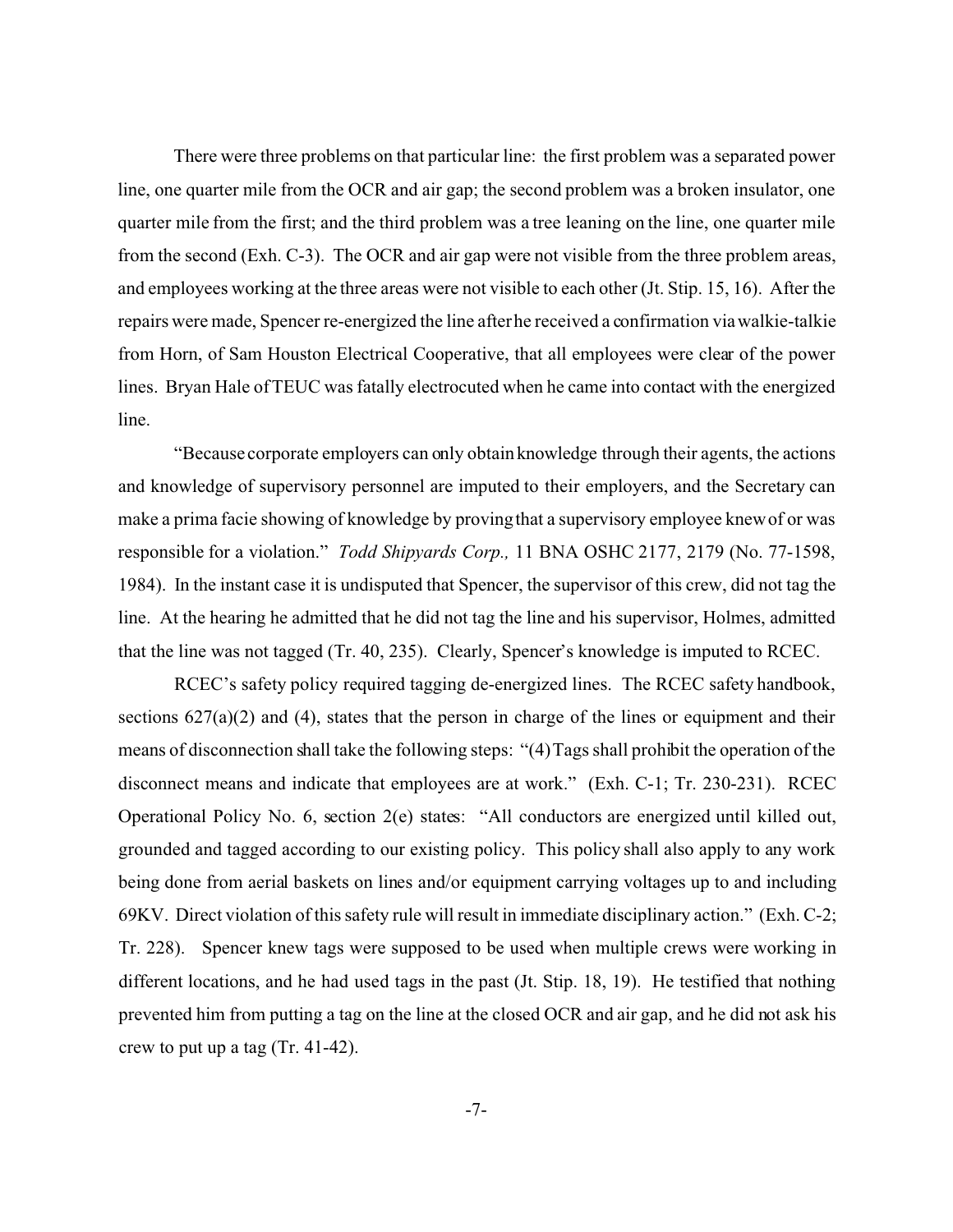There were three problems on that particular line: the first problem was a separated power line, one quarter mile from the OCR and air gap; the second problem was a broken insulator, one quarter mile from the first; and the third problem was a tree leaning on the line, one quarter mile from the second (Exh. C-3). The OCR and air gap were not visible from the three problem areas, and employees working at the three areas were not visible to each other (Jt. Stip. 15, 16). After the repairs were made, Spencer re-energized the line after he received a confirmation via walkie-talkie from Horn, of Sam Houston Electrical Cooperative, that all employees were clear of the power lines. Bryan Hale of TEUC was fatally electrocuted when he came into contact with the energized line.

"Because corporate employers can only obtain knowledge through their agents, the actions and knowledge of supervisory personnel are imputed to their employers, and the Secretary can make a prima facie showing of knowledge by proving that a supervisory employee knew of or was responsible for a violation." *Todd Shipyards Corp.,* 11 BNA OSHC 2177, 2179 (No. 77-1598, 1984). In the instant case it is undisputed that Spencer, the supervisor of this crew, did not tag the line. At the hearing he admitted that he did not tag the line and his supervisor, Holmes, admitted that the line was not tagged (Tr. 40, 235). Clearly, Spencer's knowledge is imputed to RCEC.

RCEC's safety policy required tagging de-energized lines. The RCEC safety handbook, sections 627(a)(2) and (4), states that the person in charge of the lines or equipment and their means of disconnection shall take the following steps: "(4) Tags shall prohibit the operation of the disconnect means and indicate that employees are at work." (Exh. C-1; Tr. 230-231). RCEC Operational Policy No. 6, section 2(e) states: "All conductors are energized until killed out, grounded and tagged according to our existing policy. This policy shall also apply to any work being done from aerial baskets on lines and/or equipment carrying voltages up to and including 69KV. Direct violation of this safety rule will result in immediate disciplinary action." (Exh. C-2; Tr. 228). Spencer knew tags were supposed to be used when multiple crews were working in different locations, and he had used tags in the past (Jt. Stip. 18, 19). He testified that nothing prevented him from putting a tag on the line at the closed OCR and air gap, and he did not ask his crew to put up a tag (Tr. 41-42).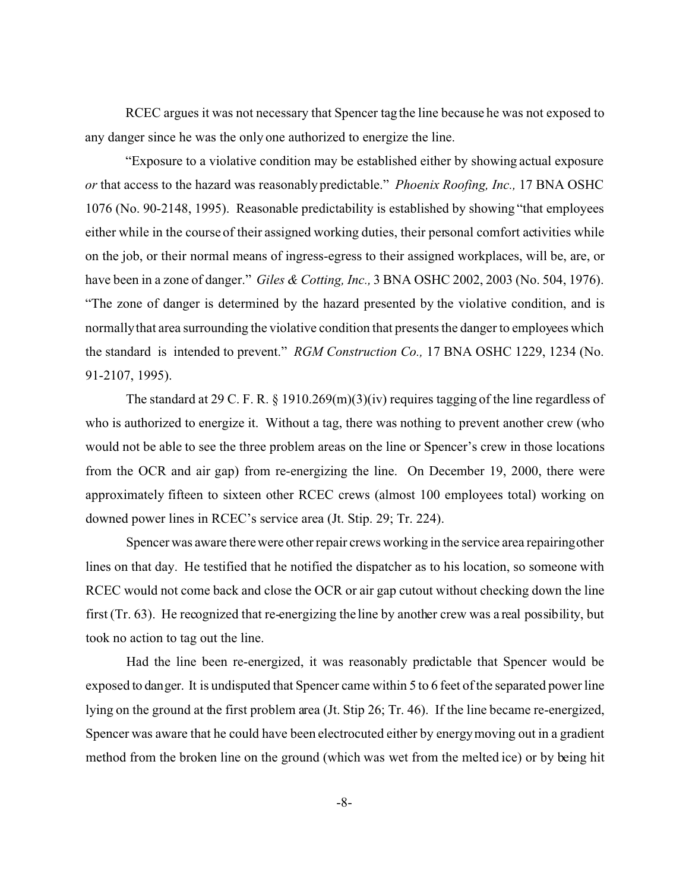RCEC argues it was not necessary that Spencer tag the line because he was not exposed to any danger since he was the only one authorized to energize the line.

"Exposure to a violative condition may be established either by showing actual exposure *or* that access to the hazard was reasonably predictable." *Phoenix Roofing, Inc.,* 17 BNA OSHC 1076 (No. 90-2148, 1995). Reasonable predictability is established by showing "that employees either while in the course of their assigned working duties, their personal comfort activities while on the job, or their normal means of ingress-egress to their assigned workplaces, will be, are, or have been in a zone of danger." *Giles & Cotting, Inc.,* 3 BNA OSHC 2002, 2003 (No. 504, 1976). "The zone of danger is determined by the hazard presented by the violative condition, and is normally that area surrounding the violative condition that presents the danger to employees which the standard is intended to prevent." *RGM Construction Co.,* 17 BNA OSHC 1229, 1234 (No. 91-2107, 1995).

The standard at 29 C. F. R. § 1910.269(m)(3)(iv) requires tagging of the line regardless of who is authorized to energize it. Without a tag, there was nothing to prevent another crew (who would not be able to see the three problem areas on the line or Spencer's crew in those locations from the OCR and air gap) from re-energizing the line. On December 19, 2000, there were approximately fifteen to sixteen other RCEC crews (almost 100 employees total) working on downed power lines in RCEC's service area (Jt. Stip. 29; Tr. 224).

Spencer was aware there were other repair crews working in the service area repairing other lines on that day. He testified that he notified the dispatcher as to his location, so someone with RCEC would not come back and close the OCR or air gap cutout without checking down the line first (Tr. 63). He recognized that re-energizing the line by another crew was a real possibility, but took no action to tag out the line.

Had the line been re-energized, it was reasonably predictable that Spencer would be exposed to danger. It is undisputed that Spencer came within 5 to 6 feet of the separated power line lying on the ground at the first problem area (Jt. Stip 26; Tr. 46). If the line became re-energized, Spencer was aware that he could have been electrocuted either by energy moving out in a gradient method from the broken line on the ground (which was wet from the melted ice) or by being hit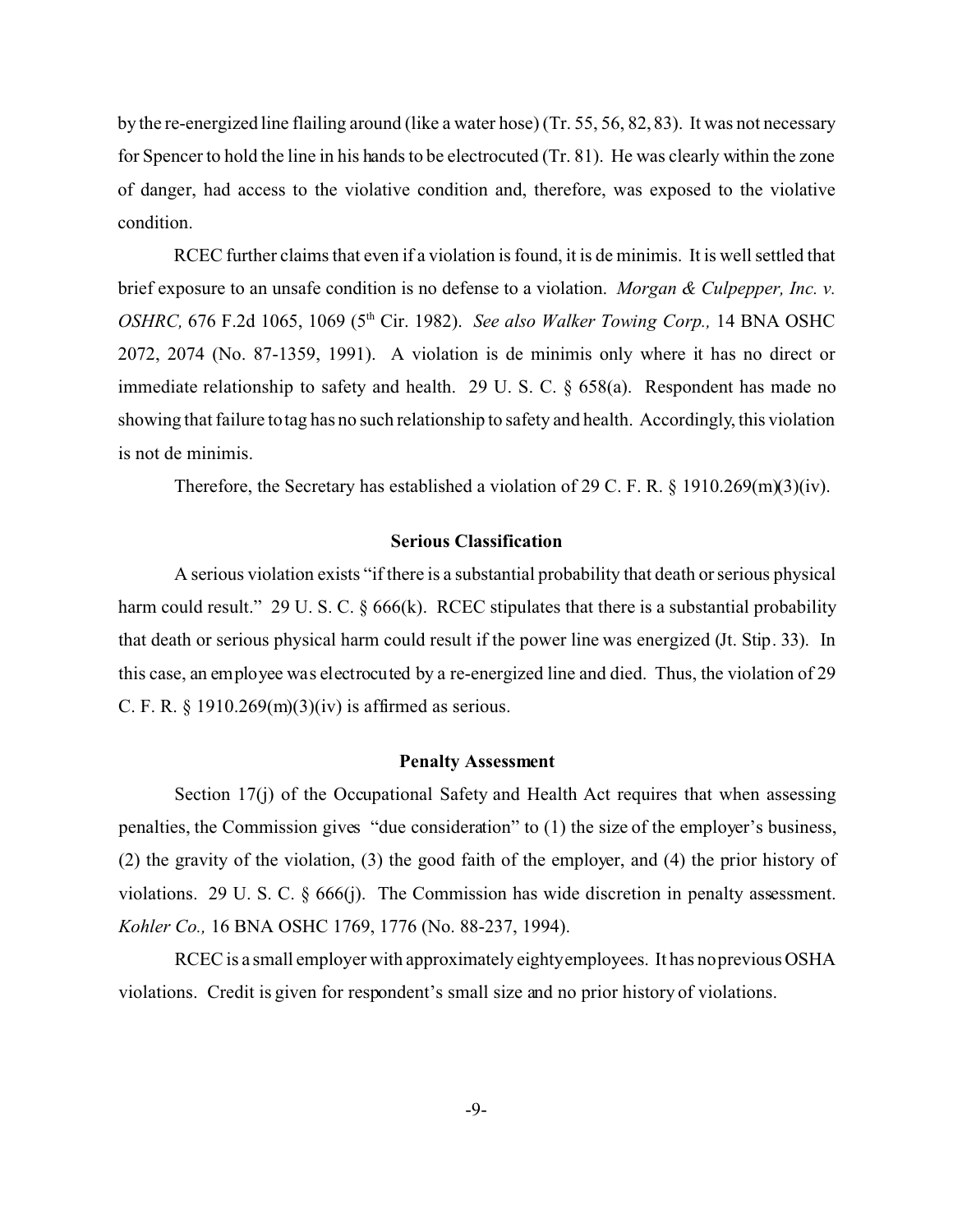by the re-energized line flailing around (like a water hose) (Tr. 55, 56, 82, 83). It was not necessary for Spencer to hold the line in his hands to be electrocuted (Tr. 81). He was clearly within the zone of danger, had access to the violative condition and, therefore, was exposed to the violative condition.

RCEC further claims that even if a violation is found, it is de minimis. It is well settled that brief exposure to an unsafe condition is no defense to a violation. *Morgan & Culpepper, Inc. v. OSHRC,* 676 F.2d 1065, 1069 (5th Cir. 1982). *See also Walker Towing Corp.,* 14 BNA OSHC 2072, 2074 (No. 87-1359, 1991). A violation is de minimis only where it has no direct or immediate relationship to safety and health. 29 U. S. C. § 658(a). Respondent has made no showing that failure to tag has no such relationship to safety and health. Accordingly, this violation is not de minimis.

Therefore, the Secretary has established a violation of 29 C. F. R. § 1910.269(m)(3)(iv).

### Serious Classification

A serious violation exists "if there is a substantial probability that death or serious physical harm could result." 29 U. S. C. § 666(k). RCEC stipulates that there is a substantial probability that death or serious physical harm could result if the power line was energized (Jt. Stip. 33). In this case, an employee was electrocuted by a re-energized line and died. Thus, the violation of 29 C. F. R. § 1910.269(m)(3)(iv) is affirmed as serious.

### Penalty Assessment

Section 17(j) of the Occupational Safety and Health Act requires that when assessing penalties, the Commission gives "due consideration" to (1) the size of the employer's business, (2) the gravity of the violation, (3) the good faith of the employer, and (4) the prior history of violations. 29 U. S. C. § 666(j). The Commission has wide discretion in penalty assessment. *Kohler Co.,* 16 BNA OSHC 1769, 1776 (No. 88-237, 1994).

RCEC is a small employer with approximately eighty employees. It has no previous OSHA violations. Credit is given for respondent's small size and no prior history of violations.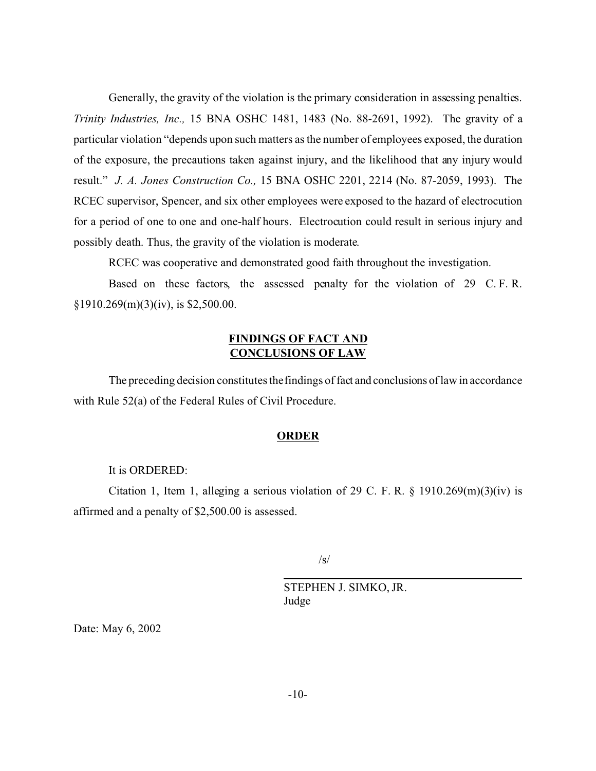Generally, the gravity of the violation is the primary consideration in assessing penalties. *Trinity Industries, Inc.,* 15 BNA OSHC 1481, 1483 (No. 88-2691, 1992). The gravity of a particular violation "depends upon such matters as the number of employees exposed, the duration of the exposure, the precautions taken against injury, and the likelihood that any injury would result." *J. A. Jones Construction Co.,* 15 BNA OSHC 2201, 2214 (No. 87-2059, 1993). The RCEC supervisor, Spencer, and six other employees were exposed to the hazard of electrocution for a period of one to one and one-half hours. Electrocution could result in serious injury and possibly death. Thus, the gravity of the violation is moderate.

RCEC was cooperative and demonstrated good faith throughout the investigation.

Based on these factors, the assessed penalty for the violation of 29 C. F. R. §1910.269(m)(3)(iv), is $2,500.00.

## FINDINGS OF FACT AND CONCLUSIONS OF LAW

The preceding decision constitutes the findings of fact and conclusions of law in accordance with Rule 52(a) of the Federal Rules of Civil Procedure.

## ORDER

It is ORDERED:

Citation 1, Item 1, alleging a serious violation of 29 C. F. R. § 1910.269(m)(3)(iv) is affirmed and a penalty of $2,500.00 is assessed.

/s/

STEPHEN J. SIMKO, JR.
Judge

Date: May 6, 2002